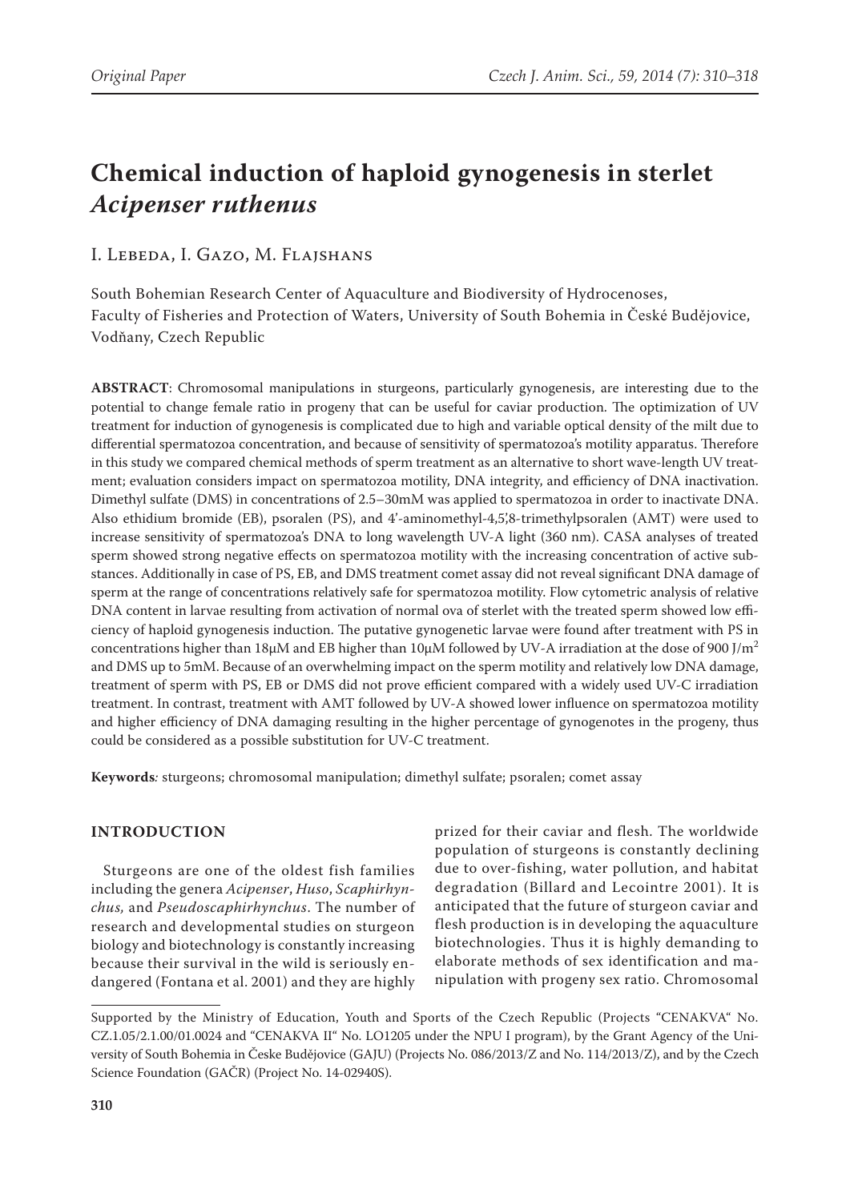Original Paper

# Chemical induction of haploid gynogenesis in sterlet *Acipenser ruthenus*

I. Lebeda, I. Gazo, M. Flajshans

South Bohemian Research Center of Aquaculture and Biodiversity of Hydrocenoses, Faculty of Fisheries and Protection of Waters, University of South Bohemia in České Budějovice, Vodňany, Czech Republic

**ABSTRACT**: Chromosomal manipulations in sturgeons, particularly gynogenesis, are interesting due to the potential to change female ratio in progeny that can be useful for caviar production. The optimization of UV treatment for induction of gynogenesis is complicated due to high and variable optical density of the milt due to differential spermatozoa concentration, and because of sensitivity of spermatozoa's motility apparatus. Therefore in this study we compared chemical methods of sperm treatment as an alternative to short wave-length UV treatment; evaluation considers impact on spermatozoa motility, DNA integrity, and efficiency of DNA inactivation. Dimethyl sulfate (DMS) in concentrations of 2.5–30mM was applied to spermatozoa in order to inactivate DNA. Also ethidium bromide (EB), psoralen (PS), and 4'-aminomethyl-4,5',8-trimethylpsoralen (AMT) were used to increase sensitivity of spermatozoa's DNA to long wavelength UV-A light (360 nm). CASA analyses of treated sperm showed strong negative effects on spermatozoa motility with the increasing concentration of active substances. Additionally in case of PS, EB, and DMS treatment comet assay did not reveal significant DNA damage of sperm at the range of concentrations relatively safe for spermatozoa motility. Flow cytometric analysis of relative DNA content in larvae resulting from activation of normal ova of sterlet with the treated sperm showed low efficiency of haploid gynogenesis induction. The putative gynogenetic larvae were found after treatment with PS in concentrations higher than 18μM and EB higher than 10μM followed by UV-A irradiation at the dose of 900 J/m$^2$ and DMS up to 5mM. Because of an overwhelming impact on the sperm motility and relatively low DNA damage, treatment of sperm with PS, EB or DMS did not prove efficient compared with a widely used UV-C irradiation treatment. In contrast, treatment with AMT followed by UV-A showed lower influence on spermatozoa motility and higher efficiency of DNA damaging resulting in the higher percentage of gynogenotes in the progeny, thus could be considered as a possible substitution for UV-C treatment.

**Keywords***:* sturgeons; chromosomal manipulation; dimethyl sulfate; psoralen; comet assay

## INTRODUCTION

Sturgeons are one of the oldest fish families including the genera *Acipenser*, *Huso*, *Scaphirhynchus,* and *Pseudoscaphirhynchus*. The number of research and developmental studies on sturgeon biology and biotechnology is constantly increasing because their survival in the wild is seriously endangered (Fontana et al. 2001) and they are highly prized for their caviar and flesh. The worldwide population of sturgeons is constantly declining due to over-fishing, water pollution, and habitat degradation (Billard and Lecointre 2001). It is anticipated that the future of sturgeon caviar and flesh production is in developing the aquaculture biotechnologies. Thus it is highly demanding to elaborate methods of sex identification and manipulation with progeny sex ratio. Chromosomal

Supported by the Ministry of Education, Youth and Sports of the Czech Republic (Projects "CENAKVA" No. CZ.1.05/2.1.00/01.0024 and "CENAKVA II" No. LO1205 under the NPU I program), by the Grant Agency of the University of South Bohemia in Česke Budějovice (GAJU) (Projects No. 086/2013/Z and No. 114/2013/Z), and by the Czech Science Foundation (GAČR) (Project No. 14-02940S).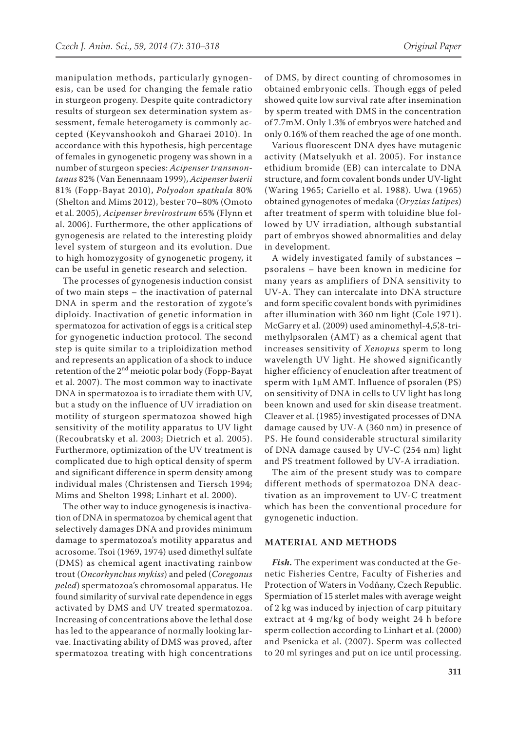manipulation methods, particularly gynogenesis, can be used for changing the female ratio in sturgeon progeny. Despite quite contradictory results of sturgeon sex determination system assessment, female heterogamety is commonly accepted (Keyvanshookoh and Gharaei 2010). In accordance with this hypothesis, high percentage of females in gynogenetic progeny was shown in a number of sturgeon species: *Acipenser transmontanus* 82% (Van Eenennaam 1999), *Acipenser baerii* 81% (Fopp-Bayat 2010), *Polyodon spathula* 80% (Shelton and Mims 2012), bester 70–80% (Omoto et al. 2005), *Acipenser brevirostrum* 65% (Flynn et al. 2006). Furthermore, the other applications of gynogenesis are related to the interesting ploidy level system of sturgeon and its evolution. Due to high homozygosity of gynogenetic progeny, it can be useful in genetic research and selection.

The processes of gynogenesis induction consist of two main steps – the inactivation of paternal DNA in sperm and the restoration of zygote's diploidy. Inactivation of genetic information in spermatozoa for activation of eggs is a critical step for gynogenetic induction protocol. The second step is quite similar to a triploidization method and represents an application of a shock to induce retention of the 2nd meiotic polar body (Fopp-Bayat et al. 2007). The most common way to inactivate DNA in spermatozoa is to irradiate them with UV, but a study on the influence of UV irradiation on motility of sturgeon spermatozoa showed high sensitivity of the motility apparatus to UV light (Recoubratsky et al. 2003; Dietrich et al. 2005). Furthermore, optimization of the UV treatment is complicated due to high optical density of sperm and significant difference in sperm density among individual males (Christensen and Tiersch 1994; Mims and Shelton 1998; Linhart et al. 2000).

The other way to induce gynogenesis is inactivation of DNA in spermatozoa by chemical agent that selectively damages DNA and provides minimum damage to spermatozoa's motility apparatus and acrosome. Tsoi (1969, 1974) used dimethyl sulfate (DMS) as chemical agent inactivating rainbow trout (*Oncorhynchus mykiss*) and peled (*Coregonus peled*) spermatozoa's chromosomal apparatus. He found similarity of survival rate dependence in eggs activated by DMS and UV treated spermatozoa. Increasing of concentrations above the lethal dose has led to the appearance of normally looking larvae. Inactivating ability of DMS was proved, after spermatozoa treating with high concentrations of DMS, by direct counting of chromosomes in obtained embryonic cells. Though eggs of peled showed quite low survival rate after insemination by sperm treated with DMS in the concentration of 7.7mM. Only 1.3% of embryos were hatched and only 0.16% of them reached the age of one month.

Various fluorescent DNA dyes have mutagenic activity (Matselyukh et al. 2005). For instance ethidium bromide (EB) can intercalate to DNA structure, and form covalent bonds under UV-light (Waring 1965; Cariello et al. 1988). Uwa (1965) obtained gynogenotes of medaka (*Oryzias latipes*) after treatment of sperm with toluidine blue followed by UV irradiation, although substantial part of embryos showed abnormalities and delay in development.

A widely investigated family of substances – psoralens – have been known in medicine for many years as amplifiers of DNA sensitivity to UV-A. They can intercalate into DNA structure and form specific covalent bonds with pyrimidines after illumination with 360 nm light (Cole 1971). McGarry et al. (2009) used aminomethyl-4,5',8-trimethylpsoralen (AMT) as a chemical agent that increases sensitivity of *Xenopus* sperm to long wavelength UV light. He showed significantly higher efficiency of enucleation after treatment of sperm with 1μM AMT. Influence of psoralen (PS) on sensitivity of DNA in cells to UV light has long been known and used for skin disease treatment. Cleaver et al. (1985) investigated processes of DNA damage caused by UV-A (360 nm) in presence of PS. He found considerable structural similarity of DNA damage caused by UV-C (254 nm) light and PS treatment followed by UV-A irradiation.

The aim of the present study was to compare different methods of spermatozoa DNA deactivation as an improvement to UV-C treatment which has been the conventional procedure for gynogenetic induction.

## MATERIAL AND METHODS

***Fish.*** The experiment was conducted at the Genetic Fisheries Centre, Faculty of Fisheries and Protection of Waters in Vodňany, Czech Republic. Spermiation of 15 sterlet males with average weight of 2 kg was induced by injection of carp pituitary extract at 4 mg/kg of body weight 24 h before sperm collection according to Linhart et al. (2000) and Psenicka et al. (2007). Sperm was collected to 20 ml syringes and put on ice until processing.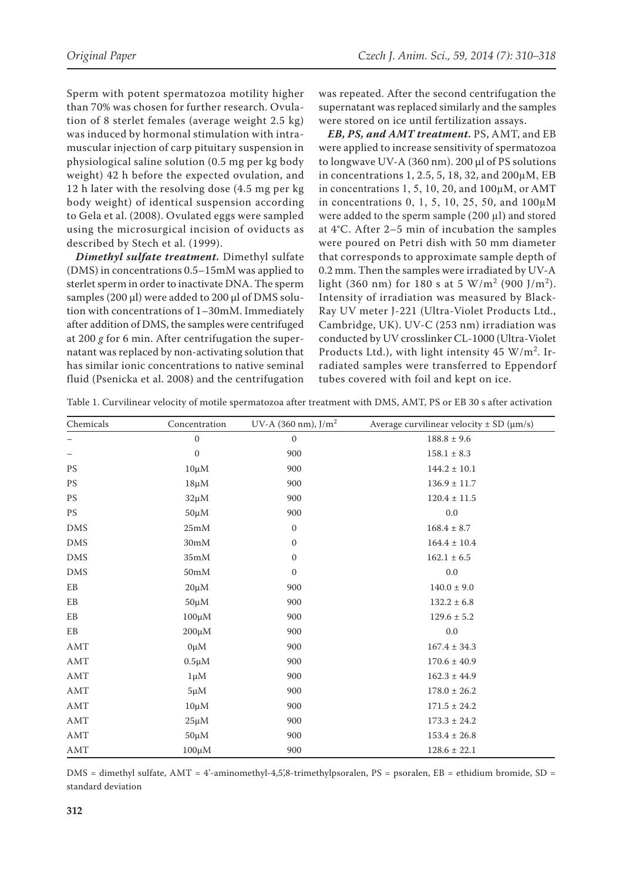Sperm with potent spermatozoa motility higher than 70% was chosen for further research. Ovulation of 8 sterlet females (average weight 2.5 kg) was induced by hormonal stimulation with intramuscular injection of carp pituitary suspension in physiological saline solution (0.5 mg per kg body weight) 42 h before the expected ovulation, and 12 h later with the resolving dose (4.5 mg per kg body weight) of identical suspension according to Gela et al. (2008). Ovulated eggs were sampled using the microsurgical incision of oviducts as described by Stech et al. (1999).

***Dimethyl sulfate treatment.*** Dimethyl sulfate (DMS) in concentrations 0.5–15mM was applied to sterlet sperm in order to inactivate DNA. The sperm samples (200 μl) were added to 200 μl of DMS solution with concentrations of 1–30mM. Immediately after addition of DMS, the samples were centrifuged at 200 *g* for 6 min. After centrifugation the supernatant was replaced by non-activating solution that has similar ionic concentrations to native seminal fluid (Psenicka et al. 2008) and the centrifugation was repeated. After the second centrifugation the supernatant was replaced similarly and the samples were stored on ice until fertilization assays.

***EB, PS, and AMT treatment.*** PS, AMT, and EB were applied to increase sensitivity of spermatozoa to longwave UV-A (360 nm). 200 μl of PS solutions in concentrations 1, 2.5, 5, 18, 32, and 200μM, EB in concentrations 1, 5, 10, 20, and 100μM, or AMT in concentrations 0, 1, 5, 10, 25, 50, and 100μM were added to the sperm sample (200 μl) and stored at 4°C. After 2–5 min of incubation the samples were poured on Petri dish with 50 mm diameter that corresponds to approximate sample depth of 0.2 mm. Then the samples were irradiated by UV-A light (360 nm) for 180 s at 5 W/m$^2$ (900 J/m$^2$). Intensity of irradiation was measured by Black-Ray UV meter J-221 (Ultra-Violet Products Ltd., Cambridge, UK). UV-C (253 nm) irradiation was conducted by UV crosslinker CL-1000 (Ultra-Violet Products Ltd.), with light intensity 45 W/m$^2$. Irradiated samples were transferred to Eppendorf tubes covered with foil and kept on ice.

Table 1. Curvilinear velocity of motile spermatozoa after treatment with DMS, AMT, PS or EB 30 s after activation

| Chemicals | Concentration | UV-A (360 nm), J/m$^2$ | Average curvilinear velocity ± SD (μm/s) |
|---|---|---|---|
| – | 0 | 0 | 188.8 ± 9.6 |
| – | 0 | 900 | 158.1 ± 8.3 |
| PS | 10μM | 900 | 144.2 ± 10.1 |
| PS | 18μM | 900 | 136.9 ± 11.7 |
| PS | 32μM | 900 | 120.4 ± 11.5 |
| PS | 50μM | 900 | 0.0 |
| DMS | 25mM | 0 | 168.4 ± 8.7 |
| DMS | 30mM | 0 | 164.4 ± 10.4 |
| DMS | 35mM | 0 | 162.1 ± 6.5 |
| DMS | 50mM | 0 | 0.0 |
| EB | 20μM | 900 | 140.0 ± 9.0 |
| EB | 50μM | 900 | 132.2 ± 6.8 |
| EB | 100μM | 900 | 129.6 ± 5.2 |
| EB | 200μM | 900 | 0.0 |
| AMT | 0μM | 900 | 167.4 ± 34.3 |
| AMT | 0.5μM | 900 | 170.6 ± 40.9 |
| AMT | 1μM | 900 | 162.3 ± 44.9 |
| AMT | 5μM | 900 | 178.0 ± 26.2 |
| AMT | 10μM | 900 | 171.5 ± 24.2 |
| AMT | 25μM | 900 | 173.3 ± 24.2 |
| AMT | 50μM | 900 | 153.4 ± 26.8 |
| AMT | 100μM | 900 | 128.6 ± 22.1 |

DMS = dimethyl sulfate, AMT = 4'-aminomethyl-4,5',8-trimethylpsoralen, PS = psoralen, EB = ethidium bromide, SD = standard deviation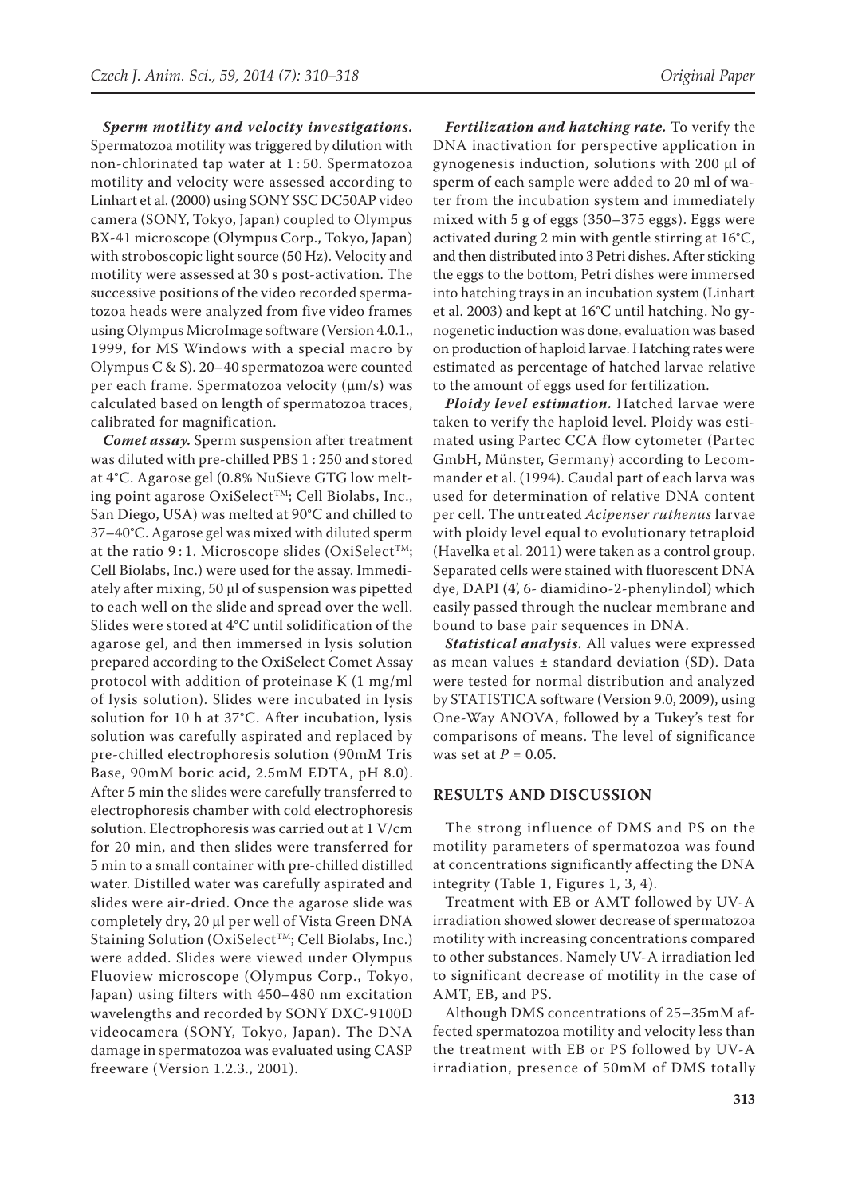***Sperm motility and velocity investigations.*** Spermatozoa motility was triggered by dilution with non-chlorinated tap water at 1 : 50. Spermatozoa motility and velocity were assessed according to Linhart et al. (2000) using SONY SSC DC50AP video camera (SONY, Tokyo, Japan) coupled to Olympus BX-41 microscope (Olympus Corp., Tokyo, Japan) with stroboscopic light source (50 Hz). Velocity and motility were assessed at 30 s post-activation. The successive positions of the video recorded spermatozoa heads were analyzed from five video frames using Olympus MicroImage software (Version 4.0.1., 1999, for MS Windows with a special macro by Olympus C & S). 20–40 spermatozoa were counted per each frame. Spermatozoa velocity (μm/s) was calculated based on length of spermatozoa traces, calibrated for magnification.

***Comet assay.*** Sperm suspension after treatment was diluted with pre-chilled PBS 1 : 250 and stored at 4°C. Agarose gel (0.8% NuSieve GTG low melting point agarose OxiSelect™; Cell Biolabs, Inc., San Diego, USA) was melted at 90°C and chilled to 37–40°C. Agarose gel was mixed with diluted sperm at the ratio 9 : 1. Microscope slides (OxiSelect™; Cell Biolabs, Inc.) were used for the assay. Immediately after mixing, 50 μl of suspension was pipetted to each well on the slide and spread over the well. Slides were stored at 4°C until solidification of the agarose gel, and then immersed in lysis solution prepared according to the OxiSelect Comet Assay protocol with addition of proteinase K (1 mg/ml of lysis solution). Slides were incubated in lysis solution for 10 h at 37°C. After incubation, lysis solution was carefully aspirated and replaced by pre-chilled electrophoresis solution (90mM Tris Base, 90mM boric acid, 2.5mM EDTA, pH 8.0). After 5 min the slides were carefully transferred to electrophoresis chamber with cold electrophoresis solution. Electrophoresis was carried out at 1 V/cm for 20 min, and then slides were transferred for 5 min to a small container with pre-chilled distilled water. Distilled water was carefully aspirated and slides were air-dried. Once the agarose slide was completely dry, 20 μl per well of Vista Green DNA Staining Solution (OxiSelect™; Cell Biolabs, Inc.) were added. Slides were viewed under Olympus Fluoview microscope (Olympus Corp., Tokyo, Japan) using filters with 450–480 nm excitation wavelengths and recorded by SONY DXC-9100D videocamera (SONY, Tokyo, Japan). The DNA damage in spermatozoa was evaluated using CASP freeware (Version 1.2.3., 2001).

***Fertilization and hatching rate.*** To verify the DNA inactivation for perspective application in gynogenesis induction, solutions with 200 μl of sperm of each sample were added to 20 ml of water from the incubation system and immediately mixed with 5 g of eggs (350–375 eggs). Eggs were activated during 2 min with gentle stirring at 16°C, and then distributed into 3 Petri dishes. After sticking the eggs to the bottom, Petri dishes were immersed into hatching trays in an incubation system (Linhart et al. 2003) and kept at 16°C until hatching. No gynogenetic induction was done, evaluation was based on production of haploid larvae. Hatching rates were estimated as percentage of hatched larvae relative to the amount of eggs used for fertilization.

***Ploidy level estimation.*** Hatched larvae were taken to verify the haploid level. Ploidy was estimated using Partec CCA flow cytometer (Partec GmbH, Münster, Germany) according to Lecommander et al. (1994). Caudal part of each larva was used for determination of relative DNA content per cell. The untreated *Acipenser ruthenus* larvae with ploidy level equal to evolutionary tetraploid (Havelka et al. 2011) were taken as a control group. Separated cells were stained with fluorescent DNA dye, DAPI (4', 6- diamidino-2-phenylindol) which easily passed through the nuclear membrane and bound to base pair sequences in DNA.

***Statistical analysis.*** All values were expressed as mean values ± standard deviation (SD). Data were tested for normal distribution and analyzed by STATISTICA software (Version 9.0, 2009), using One-Way ANOVA, followed by a Tukey's test for comparisons of means. The level of significance was set at $P = 0.05$.

## RESULTS AND DISCUSSION

The strong influence of DMS and PS on the motility parameters of spermatozoa was found at concentrations significantly affecting the DNA integrity (Table 1, Figures 1, 3, 4).

Treatment with EB or AMT followed by UV-A irradiation showed slower decrease of spermatozoa motility with increasing concentrations compared to other substances. Namely UV-A irradiation led to significant decrease of motility in the case of AMT, EB, and PS.

Although DMS concentrations of 25–35mM affected spermatozoa motility and velocity less than the treatment with EB or PS followed by UV-A irradiation, presence of 50mM of DMS totally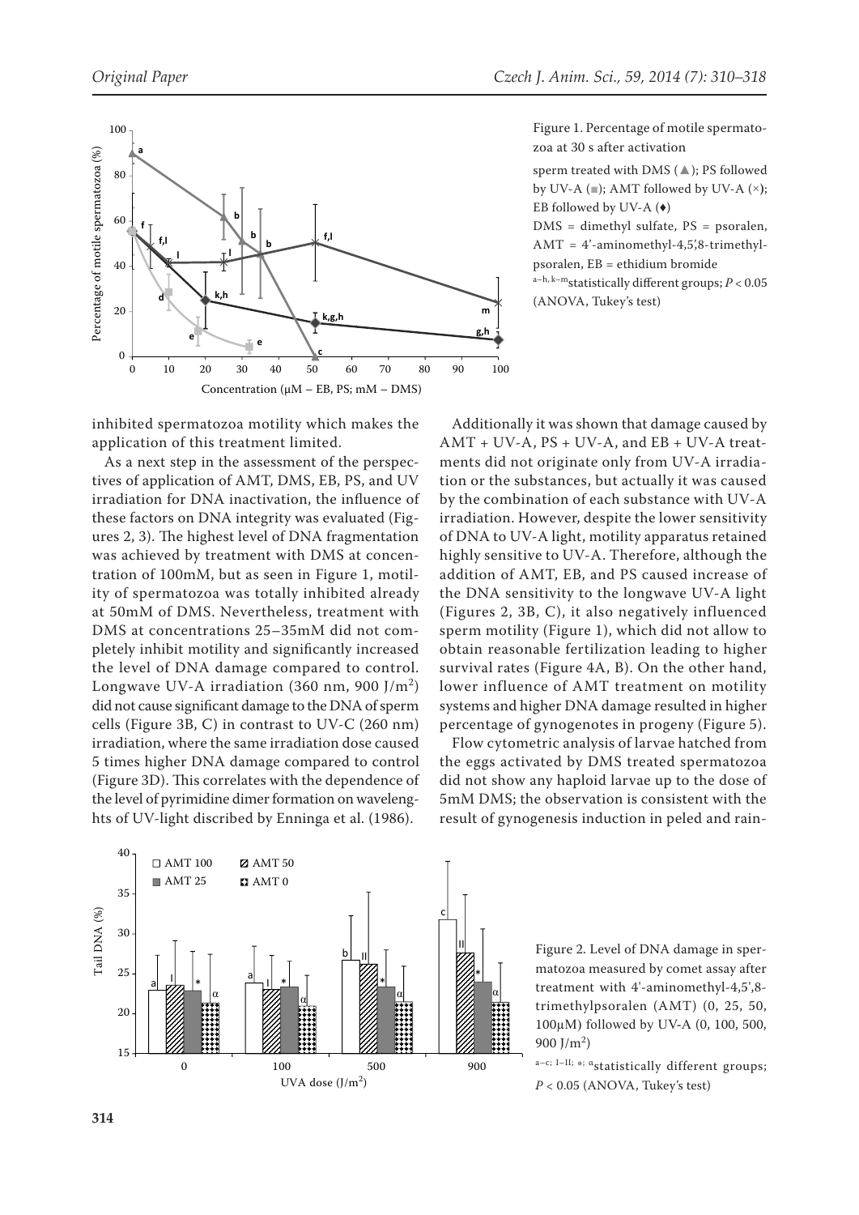Figure 1. Percentage of motile spermatozoa at 30 s after activation

sperm treated with DMS (▲); PS followed by UV-A (■); AMT followed by UV-A (×); EB followed by UV-A (♦)

DMS = dimethyl sulfate, PS = psoralen, AMT = 4'-aminomethyl-4,5',8-trimethylpsoralen, EB = ethidium bromide

[a–h, k–m]statistically different groups; $P < 0.05$ (ANOVA, Tukey's test)

inhibited spermatozoa motility which makes the application of this treatment limited.

As a next step in the assessment of the perspectives of application of AMT, DMS, EB, PS, and UV irradiation for DNA inactivation, the influence of these factors on DNA integrity was evaluated (Figures 2, 3). The highest level of DNA fragmentation was achieved by treatment with DMS at concentration of 100mM, but as seen in Figure 1, motility of spermatozoa was totally inhibited already at 50mM of DMS. Nevertheless, treatment with DMS at concentrations 25–35mM did not completely inhibit motility and significantly increased the level of DNA damage compared to control. Longwave UV-A irradiation (360 nm, 900 J/m$^2$) did not cause significant damage to the DNA of sperm cells (Figure 3B, C) in contrast to UV-C (260 nm) irradiation, where the same irradiation dose caused 5 times higher DNA damage compared to control (Figure 3D). This correlates with the dependence of the level of pyrimidine dimer formation on wavelenghts of UV-light discribed by Enninga et al. (1986).

Additionally it was shown that damage caused by AMT + UV-A, PS + UV-A, and EB + UV-A treatments did not originate only from UV-A irradiation or the substances, but actually it was caused by the combination of each substance with UV-A irradiation. However, despite the lower sensitivity of DNA to UV-A light, motility apparatus retained highly sensitive to UV-A. Therefore, although the addition of AMT, EB, and PS caused increase of the DNA sensitivity to the longwave UV-A light (Figures 2, 3B, C), it also negatively influenced sperm motility (Figure 1), which did not allow to obtain reasonable fertilization leading to higher survival rates (Figure 4A, B). On the other hand, lower influence of AMT treatment on motility systems and higher DNA damage resulted in higher percentage of gynogenotes in progeny (Figure 5).

Flow cytometric analysis of larvae hatched from the eggs activated by DMS treated spermatozoa did not show any haploid larvae up to the dose of 5mM DMS; the observation is consistent with the result of gynogenesis induction in peled and rain-

Figure 2. Level of DNA damage in spermatozoa measured by comet assay after treatment with 4'-aminomethyl-4,5',8-trimethylpsoralen (AMT) (0, 25, 50, 100μM) followed by UV-A (0, 100, 500, 900 J/m$^2$)

[a–c; I–II; *; α]statistically different groups; $P < 0.05$ (ANOVA, Tukey's test)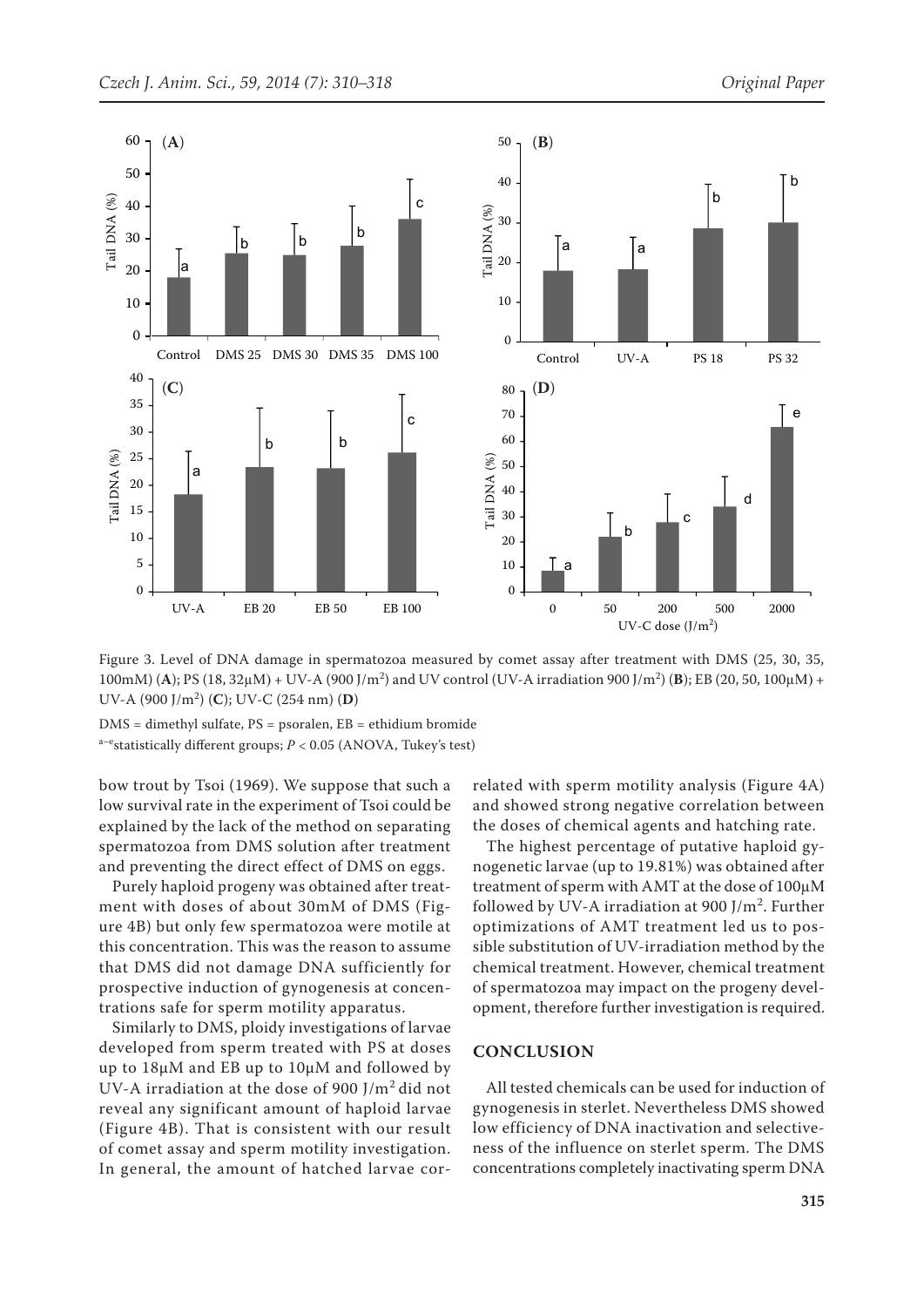Figure 3. Level of DNA damage in spermatozoa measured by comet assay after treatment with DMS (25, 30, 35, 100mM) (**A**); PS (18, 32μM) + UV-A (900 J/m$^2$) and UV control (UV-A irradiation 900 J/m$^2$) (**B**); EB (20, 50, 100μM) + UV-A (900 J/m$^2$) (**C**); UV-C (254 nm) (**D**)

DMS = dimethyl sulfate, PS = psoralen, EB = ethidium bromide

[a–e]statistically different groups; $P < 0.05$ (ANOVA, Tukey's test)

bow trout by Tsoi (1969). We suppose that such a low survival rate in the experiment of Tsoi could be explained by the lack of the method on separating spermatozoa from DMS solution after treatment and preventing the direct effect of DMS on eggs.

Purely haploid progeny was obtained after treatment with doses of about 30mM of DMS (Figure 4B) but only few spermatozoa were motile at this concentration. This was the reason to assume that DMS did not damage DNA sufficiently for prospective induction of gynogenesis at concentrations safe for sperm motility apparatus.

Similarly to DMS, ploidy investigations of larvae developed from sperm treated with PS at doses up to 18μM and EB up to 10μM and followed by UV-A irradiation at the dose of 900 J/m$^2$ did not reveal any significant amount of haploid larvae (Figure 4B). That is consistent with our result of comet assay and sperm motility investigation. In general, the amount of hatched larvae correlated with sperm motility analysis (Figure 4A) and showed strong negative correlation between the doses of chemical agents and hatching rate.

The highest percentage of putative haploid gynogenetic larvae (up to 19.81%) was obtained after treatment of sperm with AMT at the dose of 100μM followed by UV-A irradiation at 900 J/m$^2$. Further optimizations of AMT treatment led us to possible substitution of UV-irradiation method by the chemical treatment. However, chemical treatment of spermatozoa may impact on the progeny development, therefore further investigation is required.

## CONCLUSION

All tested chemicals can be used for induction of gynogenesis in sterlet. Nevertheless DMS showed low efficiency of DNA inactivation and selectiveness of the influence on sterlet sperm. The DMS concentrations completely inactivating sperm DNA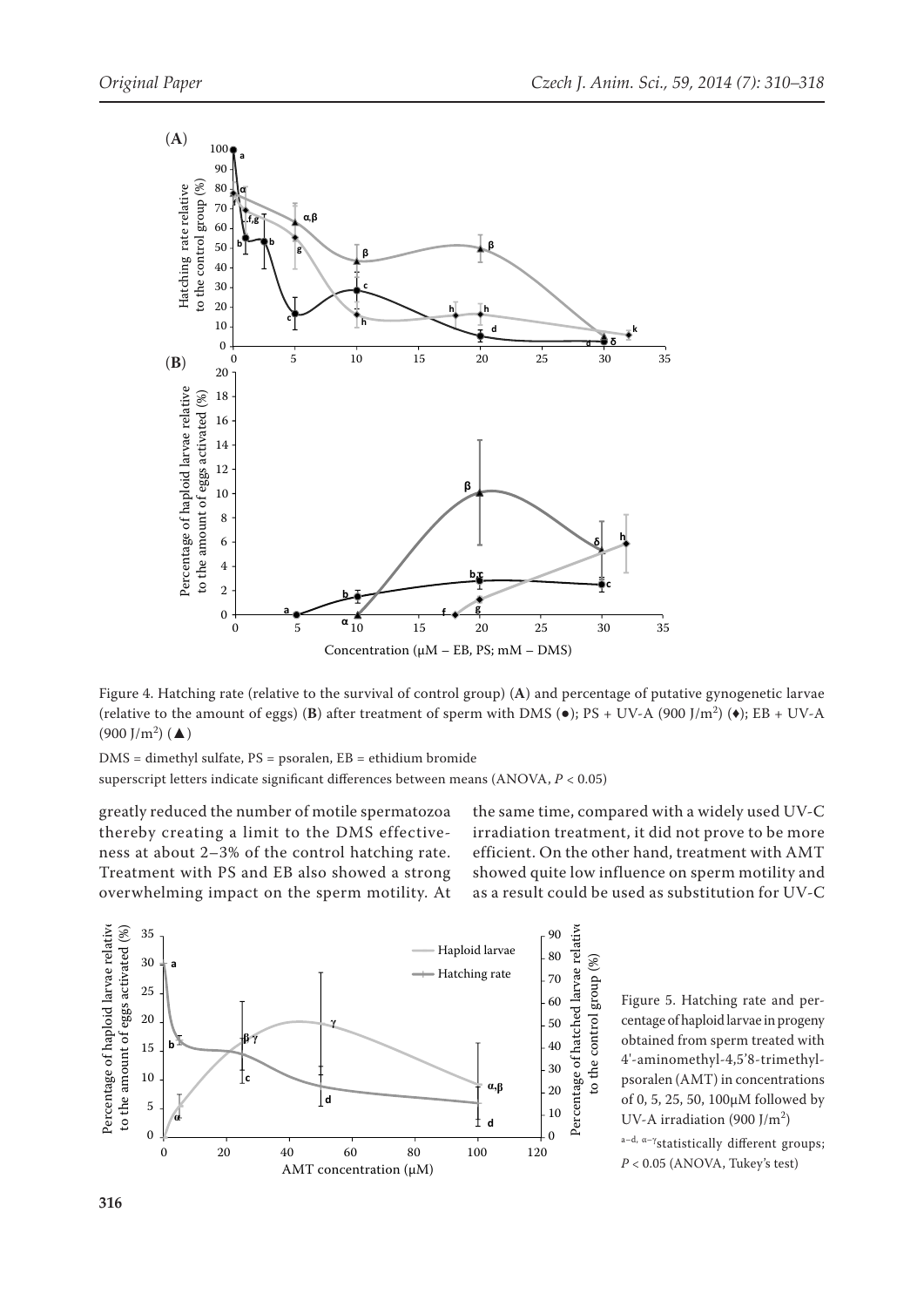Figure 4. Hatching rate (relative to the survival of control group) (**A**) and percentage of putative gynogenetic larvae (relative to the amount of eggs) (**B**) after treatment of sperm with DMS (●); PS + UV-A (900 J/m$^2$) (♦); EB + UV-A (900 J/m$^2$) (▲)

DMS = dimethyl sulfate, PS = psoralen, EB = ethidium bromide

superscript letters indicate significant differences between means (ANOVA, $P < 0.05$)

greatly reduced the number of motile spermatozoa thereby creating a limit to the DMS effectiveness at about 2–3% of the control hatching rate. Treatment with PS and EB also showed a strong overwhelming impact on the sperm motility. At the same time, compared with a widely used UV-C irradiation treatment, it did not prove to be more efficient. On the other hand, treatment with AMT showed quite low influence on sperm motility and as a result could be used as substitution for UV-C

Figure 5. Hatching rate and percentage of haploid larvae in progeny obtained from sperm treated with 4'-aminomethyl-4,5'8-trimethylpsoralen (AMT) in concentrations of 0, 5, 25, 50, 100µM followed by UV-A irradiation (900 J/m$^2$)

a–d, α–γ statistically different groups; $P < 0.05$ (ANOVA, Tukey's test)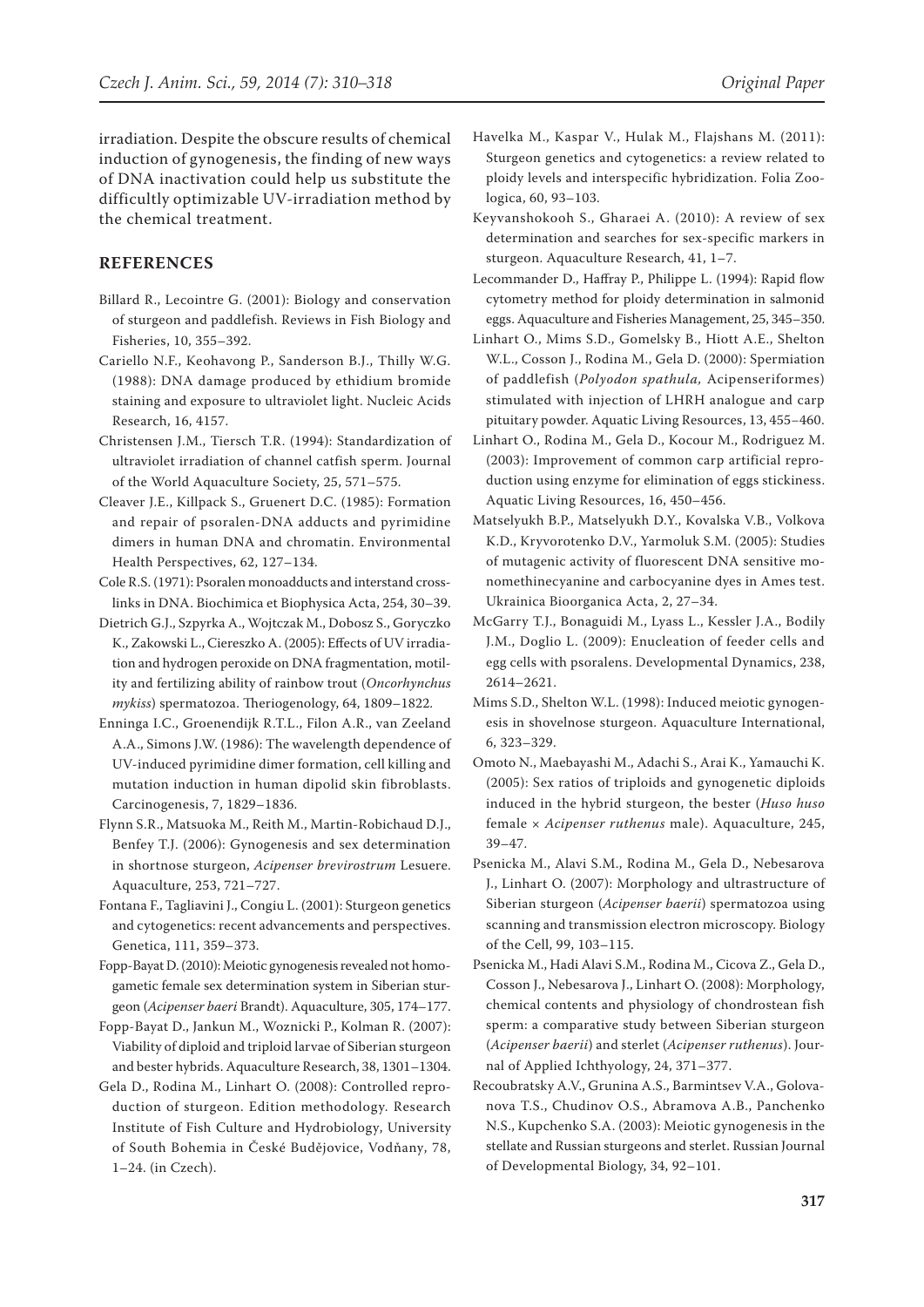irradiation. Despite the obscure results of chemical induction of gynogenesis, the finding of new ways of DNA inactivation could help us substitute the difficultly optimizable UV-irradiation method by the chemical treatment.

## REFERENCES

Billard R., Lecointre G. (2001): Biology and conservation of sturgeon and paddlefish. Reviews in Fish Biology and Fisheries, 10, 355–392.

Cariello N.F., Keohavong P., Sanderson B.J., Thilly W.G. (1988): DNA damage produced by ethidium bromide staining and exposure to ultraviolet light. Nucleic Acids Research, 16, 4157.

Christensen J.M., Tiersch T.R. (1994): Standardization of ultraviolet irradiation of channel catfish sperm. Journal of the World Aquaculture Society, 25, 571–575.

Cleaver J.E., Killpack S., Gruenert D.C. (1985): Formation and repair of psoralen-DNA adducts and pyrimidine dimers in human DNA and chromatin. Environmental Health Perspectives, 62, 127–134.

Cole R.S. (1971): Psoralen monoadducts and interstand cross-links in DNA. Biochimica et Biophysica Acta, 254, 30–39.

Dietrich G.J., Szpyrka A., Wojtczak M., Dobosz S., Goryczko K., Zakowski L., Ciereszko A. (2005): Effects of UV irradiation and hydrogen peroxide on DNA fragmentation, motility and fertilizing ability of rainbow trout (*Oncorhynchus mykiss*) spermatozoa. Theriogenology, 64, 1809–1822.

Enninga I.C., Groenendijk R.T.L., Filon A.R., van Zeeland A.A., Simons J.W. (1986): The wavelength dependence of UV-induced pyrimidine dimer formation, cell killing and mutation induction in human dipolid skin fibroblasts. Carcinogenesis, 7, 1829–1836.

Flynn S.R., Matsuoka M., Reith M., Martin-Robichaud D.J., Benfey T.J. (2006): Gynogenesis and sex determination in shortnose sturgeon, *Acipenser brevirostrum* Lesuere. Aquaculture, 253, 721–727.

Fontana F., Tagliavini J., Congiu L. (2001): Sturgeon genetics and cytogenetics: recent advancements and perspectives. Genetica, 111, 359–373.

Fopp-Bayat D. (2010): Meiotic gynogenesis revealed not homogametic female sex determination system in Siberian sturgeon (*Acipenser baeri* Brandt). Aquaculture, 305, 174–177.

Fopp-Bayat D., Jankun M., Woznicki P., Kolman R. (2007): Viability of diploid and triploid larvae of Siberian sturgeon and bester hybrids. Aquaculture Research, 38, 1301–1304.

Gela D., Rodina M., Linhart O. (2008): Controlled reproduction of sturgeon. Edition methodology. Research Institute of Fish Culture and Hydrobiology, University of South Bohemia in České Budějovice, Vodňany, 78, 1–24. (in Czech).

Havelka M., Kaspar V., Hulak M., Flajshans M. (2011): Sturgeon genetics and cytogenetics: a review related to ploidy levels and interspecific hybridization. Folia Zoologica, 60, 93–103.

Keyvanshokooh S., Gharaei A. (2010): A review of sex determination and searches for sex-specific markers in sturgeon. Aquaculture Research, 41, 1–7.

Lecommander D., Haffray P., Philippe L. (1994): Rapid flow cytometry method for ploidy determination in salmonid eggs. Aquaculture and Fisheries Management, 25, 345–350.

Linhart O., Mims S.D., Gomelsky B., Hiott A.E., Shelton W.L., Cosson J., Rodina M., Gela D. (2000): Spermiation of paddlefish (*Polyodon spathula,* Acipenseriformes) stimulated with injection of LHRH analogue and carp pituitary powder. Aquatic Living Resources, 13, 455–460.

Linhart O., Rodina M., Gela D., Kocour M., Rodriguez M. (2003): Improvement of common carp artificial reproduction using enzyme for elimination of eggs stickiness. Aquatic Living Resources, 16, 450–456.

Matselyukh B.P., Matselyukh D.Y., Kovalska V.B., Volkova K.D., Kryvorotenko D.V., Yarmoluk S.M. (2005): Studies of mutagenic activity of fluorescent DNA sensitive monomethinecyanine and carbocyanine dyes in Ames test. Ukrainica Bioorganica Acta, 2, 27–34.

McGarry T.J., Bonaguidi M., Lyass L., Kessler J.A., Bodily J.M., Doglio L. (2009): Enucleation of feeder cells and egg cells with psoralens. Developmental Dynamics, 238, 2614–2621.

Mims S.D., Shelton W.L. (1998): Induced meiotic gynogenesis in shovelnose sturgeon. Aquaculture International, 6, 323–329.

Omoto N., Maebayashi M., Adachi S., Arai K., Yamauchi K. (2005): Sex ratios of triploids and gynogenetic diploids induced in the hybrid sturgeon, the bester (*Huso huso* female × *Acipenser ruthenus* male). Aquaculture, 245, 39–47.

Psenicka M., Alavi S.M., Rodina M., Gela D., Nebesarova J., Linhart O. (2007): Morphology and ultrastructure of Siberian sturgeon (*Acipenser baerii*) spermatozoa using scanning and transmission electron microscopy. Biology of the Cell, 99, 103–115.

Psenicka M., Hadi Alavi S.M., Rodina M., Cicova Z., Gela D., Cosson J., Nebesarova J., Linhart O. (2008): Morphology, chemical contents and physiology of chondrostean fish sperm: a comparative study between Siberian sturgeon (*Acipenser baerii*) and sterlet (*Acipenser ruthenus*). Journal of Applied Ichthyology, 24, 371–377.

Recoubratsky A.V., Grunina A.S., Barmintsev V.A., Golovanova T.S., Chudinov O.S., Abramova A.B., Panchenko N.S., Kupchenko S.A. (2003): Meiotic gynogenesis in the stellate and Russian sturgeons and sterlet. Russian Journal of Developmental Biology, 34, 92–101.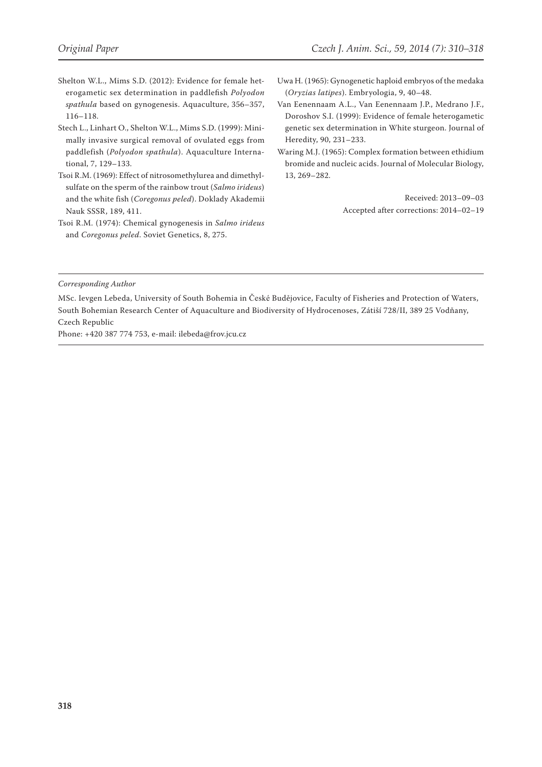Shelton W.L., Mims S.D. (2012): Evidence for female heterogametic sex determination in paddlefish *Polyodon spathula* based on gynogenesis. Aquaculture, 356–357, 116–118.

Stech L., Linhart O., Shelton W.L., Mims S.D. (1999): Minimally invasive surgical removal of ovulated eggs from paddlefish (*Polyodon spathula*). Aquaculture International, 7, 129–133.

Tsoi R.M. (1969): Effect of nitrosomethylurea and dimethylsulfate on the sperm of the rainbow trout (*Salmo irideus*) and the white fish (*Coregonus peled*). Doklady Akademii Nauk SSSR, 189, 411.

Tsoi R.M. (1974): Chemical gynogenesis in *Salmo irideus* and *Coregonus peled*. Soviet Genetics, 8, 275.

Uwa H. (1965): Gynogenetic haploid embryos of the medaka (*Oryzias latipes*). Embryologia, 9, 40–48.

Van Eenennaam A.L., Van Eenennaam J.P., Medrano J.F., Doroshov S.I. (1999): Evidence of female heterogametic genetic sex determination in White sturgeon. Journal of Heredity, 90, 231–233.

Waring M.J. (1965): Complex formation between ethidium bromide and nucleic acids. Journal of Molecular Biology, 13, 269–282.

Received: 2013–09–03
Accepted after corrections: 2014–02–19

*Corresponding Author*

MSc. Ievgen Lebeda, University of South Bohemia in České Budějovice, Faculty of Fisheries and Protection of Waters, South Bohemian Research Center of Aquaculture and Biodiversity of Hydrocenoses, Zátiší 728/II, 389 25 Vodňany, Czech Republic

Phone: +420 387 774 753, e-mail: ilebeda@frov.jcu.cz